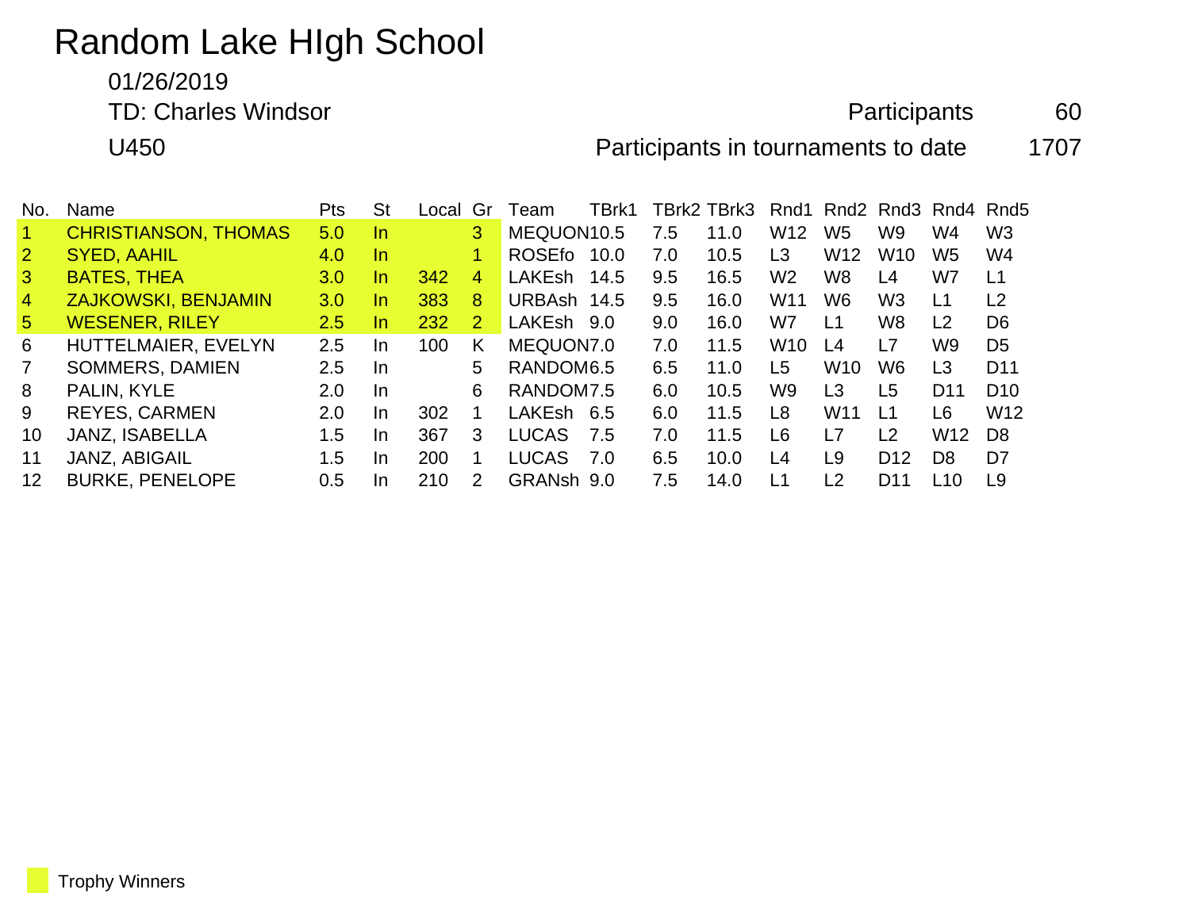# Random Lake HIgh School

01/26/2019

TD: Charles Windsor

Participants 60

U450

Participants in tournaments to date 1707

| No. | Name | Pts | St | Local | Gr | Team | TBrk1 | TBrk2 | TBrk3 | Rnd1 | Rnd2 | Rnd3 | Rnd4 | Rnd5 |
|---|---|---|---|---|---|---|---|---|---|---|---|---|---|---|
| 1 | CHRISTIANSON, THOMAS | 5.0 | In | | 3 | MEQUON | 10.5 | 7.5 | 11.0 | W12 | W5 | W9 | W4 | W3 |
| 2 | SYED, AAHIL | 4.0 | In | | 1 | ROSEfo | 10.0 | 7.0 | 10.5 | L3 | W12 | W10 | W5 | W4 |
| 3 | BATES, THEA | 3.0 | In | 342 | 4 | LAKEsh | 14.5 | 9.5 | 16.5 | W2 | W8 | L4 | W7 | L1 |
| 4 | ZAJKOWSKI, BENJAMIN | 3.0 | In | 383 | 8 | URBAsh | 14.5 | 9.5 | 16.0 | W11 | W6 | W3 | L1 | L2 |
| 5 | WESENER, RILEY | 2.5 | In | 232 | 2 | LAKEsh | 9.0 | 9.0 | 16.0 | W7 | L1 | W8 | L2 | D6 |
| 6 | HUTTELMAIER, EVELYN | 2.5 | In | 100 | K | MEQUON | 7.0 | 7.0 | 11.5 | W10 | L4 | L7 | W9 | D5 |
| 7 | SOMMERS, DAMIEN | 2.5 | In | | 5 | RANDOM | 6.5 | 6.5 | 11.0 | L5 | W10 | W6 | L3 | D11 |
| 8 | PALIN, KYLE | 2.0 | In | | 6 | RANDOM | 7.5 | 6.0 | 10.5 | W9 | L3 | L5 | D11 | D10 |
| 9 | REYES, CARMEN | 2.0 | In | 302 | 1 | LAKEsh | 6.5 | 6.0 | 11.5 | L8 | W11 | L1 | L6 | W12 |
| 10 | JANZ, ISABELLA | 1.5 | In | 367 | 3 | LUCAS | 7.5 | 7.0 | 11.5 | L6 | L7 | L2 | W12 | D8 |
| 11 | JANZ, ABIGAIL | 1.5 | In | 200 | 1 | LUCAS | 7.0 | 6.5 | 10.0 | L4 | L9 | D12 | D8 | D7 |
| 12 | BURKE, PENELOPE | 0.5 | In | 210 | 2 | GRANsh | 9.0 | 7.5 | 14.0 | L1 | L2 | D11 | L10 | L9 |

Trophy Winners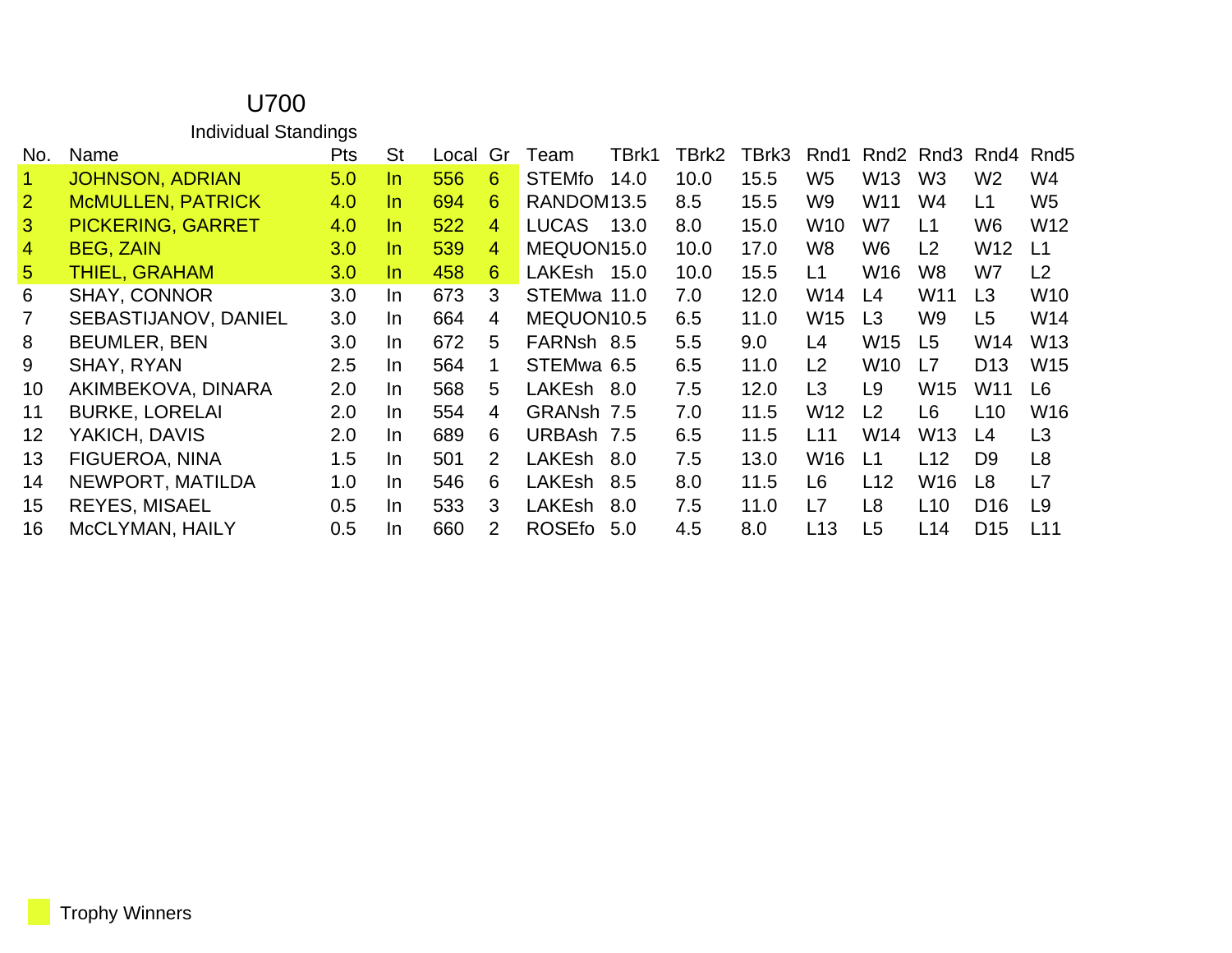# U700

## Individual Standings

| No. | Name | Pts | St | Local | Gr | Team | TBrk1 | TBrk2 | TBrk3 | Rnd1 | Rnd2 | Rnd3 | Rnd4 | Rnd5 |
|---|---|---|---|---|---|---|---|---|---|---|---|---|---|---|
| 1 | JOHNSON, ADRIAN | 5.0 | In | 556 | 6 | STEMfo | 14.0 | 10.0 | 15.5 | W5 | W13 | W3 | W2 | W4 |
| 2 | McMULLEN, PATRICK | 4.0 | In | 694 | 6 | RANDOM | 13.5 | 8.5 | 15.5 | W9 | W11 | W4 | L1 | W5 |
| 3 | PICKERING, GARRET | 4.0 | In | 522 | 4 | LUCAS | 13.0 | 8.0 | 15.0 | W10 | W7 | L1 | W6 | W12 |
| 4 | BEG, ZAIN | 3.0 | In | 539 | 4 | MEQUON | 15.0 | 10.0 | 17.0 | W8 | W6 | L2 | W12 | L1 |
| 5 | THIEL, GRAHAM | 3.0 | In | 458 | 6 | LAKEsh | 15.0 | 10.0 | 15.5 | L1 | W16 | W8 | W7 | L2 |
| 6 | SHAY, CONNOR | 3.0 | In | 673 | 3 | STEMwa | 11.0 | 7.0 | 12.0 | W14 | L4 | W11 | L3 | W10 |
| 7 | SEBASTIJANOV, DANIEL | 3.0 | In | 664 | 4 | MEQUON | 10.5 | 6.5 | 11.0 | W15 | L3 | W9 | L5 | W14 |
| 8 | BEUMLER, BEN | 3.0 | In | 672 | 5 | FARNsh | 8.5 | 5.5 | 9.0 | L4 | W15 | L5 | W14 | W13 |
| 9 | SHAY, RYAN | 2.5 | In | 564 | 1 | STEMwa | 6.5 | 6.5 | 11.0 | L2 | W10 | L7 | D13 | W15 |
| 10 | AKIMBEKOVA, DINARA | 2.0 | In | 568 | 5 | LAKEsh | 8.0 | 7.5 | 12.0 | L3 | L9 | W15 | W11 | L6 |
| 11 | BURKE, LORELAI | 2.0 | In | 554 | 4 | GRANsh | 7.5 | 7.0 | 11.5 | W12 | L2 | L6 | L10 | W16 |
| 12 | YAKICH, DAVIS | 2.0 | In | 689 | 6 | URBAsh | 7.5 | 6.5 | 11.5 | L11 | W14 | W13 | L4 | L3 |
| 13 | FIGUEROA, NINA | 1.5 | In | 501 | 2 | LAKEsh | 8.0 | 7.5 | 13.0 | W16 | L1 | L12 | D9 | L8 |
| 14 | NEWPORT, MATILDA | 1.0 | In | 546 | 6 | LAKEsh | 8.5 | 8.0 | 11.5 | L6 | L12 | W16 | L8 | L7 |
| 15 | REYES, MISAEL | 0.5 | In | 533 | 3 | LAKEsh | 8.0 | 7.5 | 11.0 | L7 | L8 | L10 | D16 | L9 |
| 16 | McCLYMAN, HAILY | 0.5 | In | 660 | 2 | ROSEfo | 5.0 | 4.5 | 8.0 | L13 | L5 | L14 | D15 | L11 |

Trophy Winners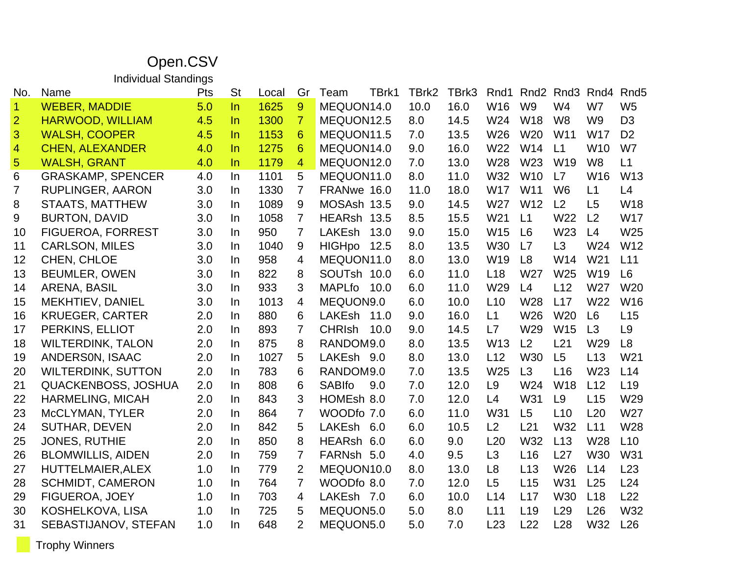# Open.CSV

## Individual Standings

| No. | Name | Pts | St | Local | Gr | Team | TBrk1 | TBrk2 | TBrk3 | Rnd1 | Rnd2 | Rnd3 | Rnd4 | Rnd5 |
|---|---|---|---|---|---|---|---|---|---|---|---|---|---|---|
| 1 | WEBER, MADDIE | 5.0 | In | 1625 | 9 | MEQUON | 14.0 | 10.0 | 16.0 | W16 | W9 | W4 | W7 | W5 |
| 2 | HARWOOD, WILLIAM | 4.5 | In | 1300 | 7 | MEQUON | 12.5 | 8.0 | 14.5 | W24 | W18 | W8 | W9 | D3 |
| 3 | WALSH, COOPER | 4.5 | In | 1153 | 6 | MEQUON | 11.5 | 7.0 | 13.5 | W26 | W20 | W11 | W17 | D2 |
| 4 | CHEN, ALEXANDER | 4.0 | In | 1275 | 6 | MEQUON | 14.0 | 9.0 | 16.0 | W22 | W14 | L1 | W10 | W7 |
| 5 | WALSH, GRANT | 4.0 | In | 1179 | 4 | MEQUON | 12.0 | 7.0 | 13.0 | W28 | W23 | W19 | W8 | L1 |
| 6 | GRASKAMP, SPENCER | 4.0 | In | 1101 | 5 | MEQUON | 11.0 | 8.0 | 11.0 | W32 | W10 | L7 | W16 | W13 |
| 7 | RUPLINGER, AARON | 3.0 | In | 1330 | 7 | FRANwe | 16.0 | 11.0 | 18.0 | W17 | W11 | W6 | L1 | L4 |
| 8 | STAATS, MATTHEW | 3.0 | In | 1089 | 9 | MOSAsh | 13.5 | 9.0 | 14.5 | W27 | W12 | L2 | L5 | W18 |
| 9 | BURTON, DAVID | 3.0 | In | 1058 | 7 | HEARsh | 13.5 | 8.5 | 15.5 | W21 | L1 | W22 | L2 | W17 |
| 10 | FIGUEROA, FORREST | 3.0 | In | 950 | 7 | LAKEsh | 13.0 | 9.0 | 15.0 | W15 | L6 | W23 | L4 | W25 |
| 11 | CARLSON, MILES | 3.0 | In | 1040 | 9 | HIGHpo | 12.5 | 8.0 | 13.5 | W30 | L7 | L3 | W24 | W12 |
| 12 | CHEN, CHLOE | 3.0 | In | 958 | 4 | MEQUON | 11.0 | 8.0 | 13.0 | W19 | L8 | W14 | W21 | L11 |
| 13 | BEUMLER, OWEN | 3.0 | In | 822 | 8 | SOUTsh | 10.0 | 6.0 | 11.0 | L18 | W27 | W25 | W19 | L6 |
| 14 | ARENA, BASIL | 3.0 | In | 933 | 3 | MAPLfo | 10.0 | 6.0 | 11.0 | W29 | L4 | L12 | W27 | W20 |
| 15 | MEKHTIEV, DANIEL | 3.0 | In | 1013 | 4 | MEQUON | 9.0 | 6.0 | 10.0 | L10 | W28 | L17 | W22 | W16 |
| 16 | KRUEGER, CARTER | 2.0 | In | 880 | 6 | LAKEsh | 11.0 | 9.0 | 16.0 | L1 | W26 | W20 | L6 | L15 |
| 17 | PERKINS, ELLIOT | 2.0 | In | 893 | 7 | CHRIsh | 10.0 | 9.0 | 14.5 | L7 | W29 | W15 | L3 | L9 |
| 18 | WILTERDINK, TALON | 2.0 | In | 875 | 8 | RANDOM | 9.0 | 8.0 | 13.5 | W13 | L2 | L21 | W29 | L8 |
| 19 | ANDERS0N, ISAAC | 2.0 | In | 1027 | 5 | LAKEsh | 9.0 | 8.0 | 13.0 | L12 | W30 | L5 | L13 | W21 |
| 20 | WILTERDINK, SUTTON | 2.0 | In | 783 | 6 | RANDOM | 9.0 | 7.0 | 13.5 | W25 | L3 | L16 | W23 | L14 |
| 21 | QUACKENBOSS, JOSHUA | 2.0 | In | 808 | 6 | SABIfo | 9.0 | 7.0 | 12.0 | L9 | W24 | W18 | L12 | L19 |
| 22 | HARMELING, MICAH | 2.0 | In | 843 | 3 | HOMEsh | 8.0 | 7.0 | 12.0 | L4 | W31 | L9 | L15 | W29 |
| 23 | McCLYMAN, TYLER | 2.0 | In | 864 | 7 | WOODfo | 7.0 | 6.0 | 11.0 | W31 | L5 | L10 | L20 | W27 |
| 24 | SUTHAR, DEVEN | 2.0 | In | 842 | 5 | LAKEsh | 6.0 | 6.0 | 10.5 | L2 | L21 | W32 | L11 | W28 |
| 25 | JONES, RUTHIE | 2.0 | In | 850 | 8 | HEARsh | 6.0 | 6.0 | 9.0 | L20 | W32 | L13 | W28 | L10 |
| 26 | BLOMWILLIS, AIDEN | 2.0 | In | 759 | 7 | FARNsh | 5.0 | 4.0 | 9.5 | L3 | L16 | L27 | W30 | W31 |
| 27 | HUTTELMAIER,ALEX | 1.0 | In | 779 | 2 | MEQUON | 10.0 | 8.0 | 13.0 | L8 | L13 | W26 | L14 | L23 |
| 28 | SCHMIDT, CAMERON | 1.0 | In | 764 | 7 | WOODfo | 8.0 | 7.0 | 12.0 | L5 | L15 | W31 | L25 | L24 |
| 29 | FIGUEROA, JOEY | 1.0 | In | 703 | 4 | LAKEsh | 7.0 | 6.0 | 10.0 | L14 | L17 | W30 | L18 | L22 |
| 30 | KOSHELKOVA, LISA | 1.0 | In | 725 | 5 | MEQUON | 5.0 | 5.0 | 8.0 | L11 | L19 | L29 | L26 | W32 |
| 31 | SEBASTIJANOV, STEFAN | 1.0 | In | 648 | 2 | MEQUON | 5.0 | 5.0 | 7.0 | L23 | L22 | L28 | W32 | L26 |

Trophy Winners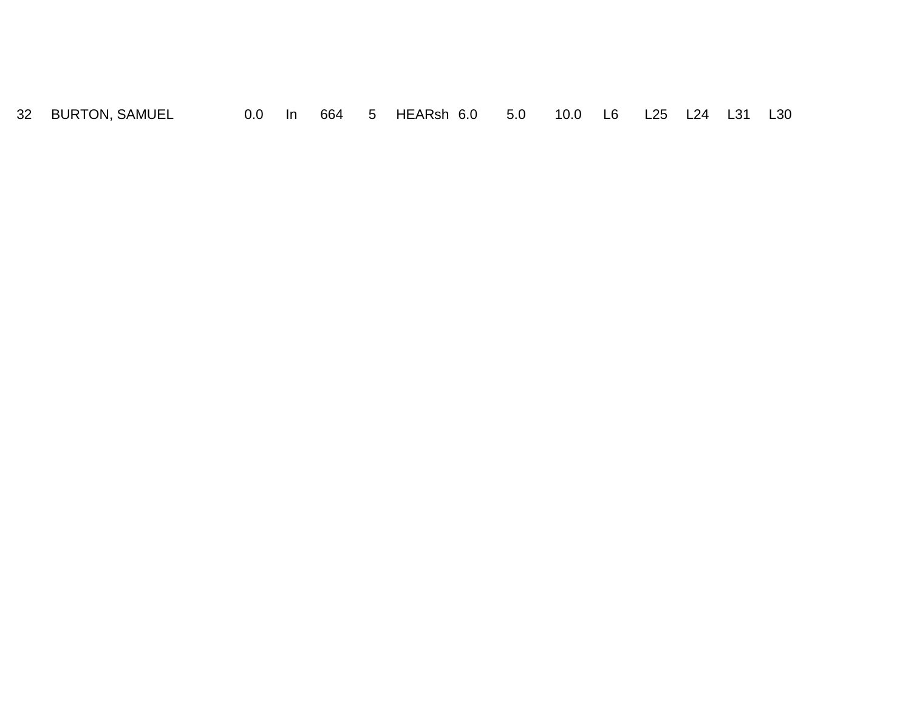| | | | | | | | | | | | | | | |
|---|---|---|---|---|---|---|---|---|---|---|---|---|---|---|
| 32 | BURTON, SAMUEL | 0.0 | In | 664 | 5 | HEARsh | 6.0 | 5.0 | 10.0 | L6 | L25 | L24 | L31 | L30 |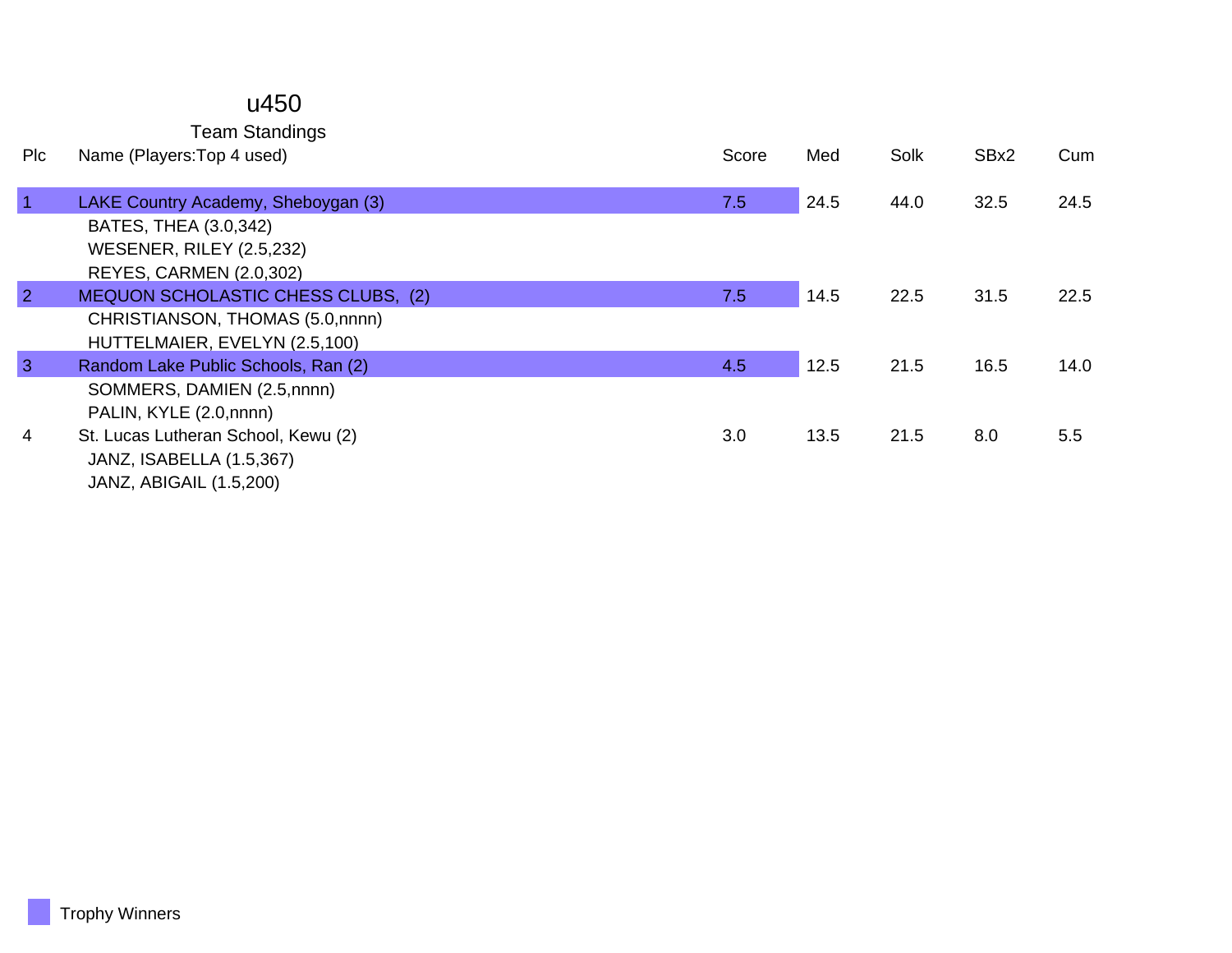# u450

## Team Standings

| Plc | Name (Players:Top 4 used) | Score | Med | Solk | SBx2 | Cum |
|---|---|---|---|---|---|---|
| 1 | LAKE Country Academy, Sheboygan (3) | 7.5 | 24.5 | 44.0 | 32.5 | 24.5 |
| | BATES, THEA (3.0,342) | | | | | |
| | WESENER, RILEY (2.5,232) | | | | | |
| | REYES, CARMEN (2.0,302) | | | | | |
| 2 | MEQUON SCHOLASTIC CHESS CLUBS, (2) | 7.5 | 14.5 | 22.5 | 31.5 | 22.5 |
| | CHRISTIANSON, THOMAS (5.0,nnnn) | | | | | |
| | HUTTELMAIER, EVELYN (2.5,100) | | | | | |
| 3 | Random Lake Public Schools, Ran (2) | 4.5 | 12.5 | 21.5 | 16.5 | 14.0 |
| | SOMMERS, DAMIEN (2.5,nnnn) | | | | | |
| | PALIN, KYLE (2.0,nnnn) | | | | | |
| 4 | St. Lucas Lutheran School, Kewu (2) | 3.0 | 13.5 | 21.5 | 8.0 | 5.5 |
| | JANZ, ISABELLA (1.5,367) | | | | | |
| | JANZ, ABIGAIL (1.5,200) | | | | | |

Trophy Winners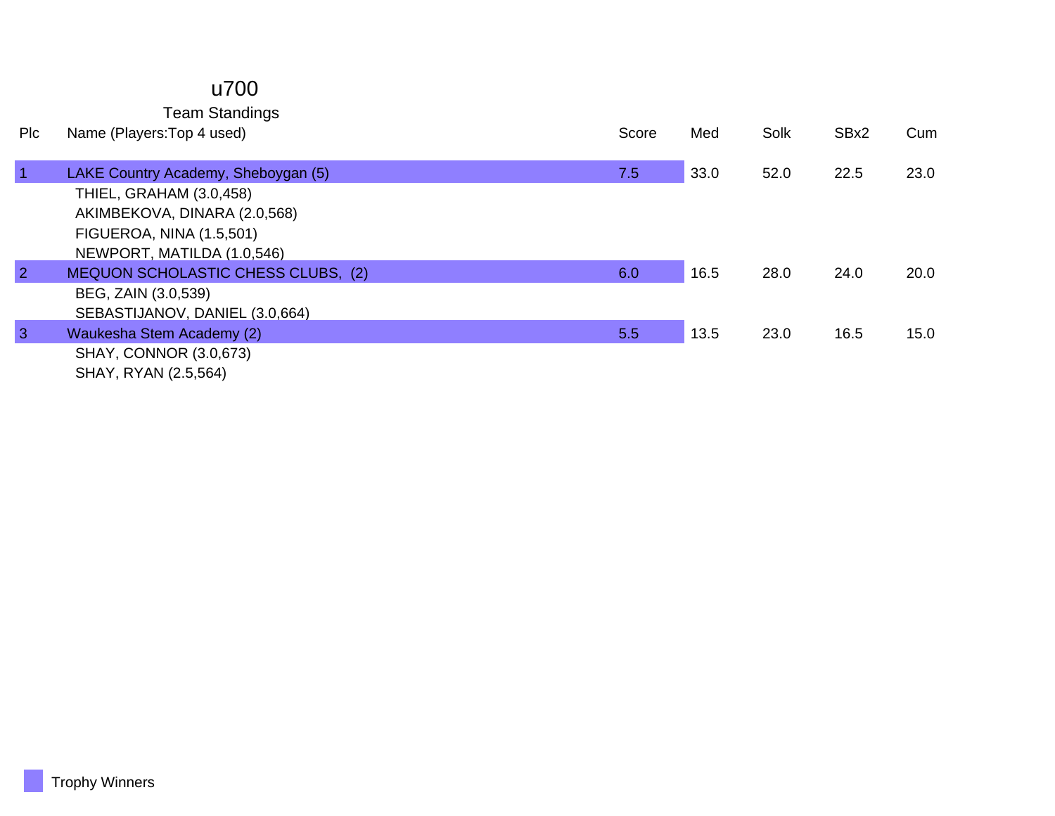# u700

## Team Standings

| Plc | Name (Players:Top 4 used) | Score | Med | Solk | SBx2 | Cum |
|---|---|---|---|---|---|---|
| 1 | LAKE Country Academy, Sheboygan (5) | 7.5 | 33.0 | 52.0 | 22.5 | 23.0 |
| | THIEL, GRAHAM (3.0,458) | | | | | |
| | AKIMBEKOVA, DINARA (2.0,568) | | | | | |
| | FIGUEROA, NINA (1.5,501) | | | | | |
| | NEWPORT, MATILDA (1.0,546) | | | | | |
| 2 | MEQUON SCHOLASTIC CHESS CLUBS, (2) | 6.0 | 16.5 | 28.0 | 24.0 | 20.0 |
| | BEG, ZAIN (3.0,539) | | | | | |
| | SEBASTIJANOV, DANIEL (3.0,664) | | | | | |
| 3 | Waukesha Stem Academy (2) | 5.5 | 13.5 | 23.0 | 16.5 | 15.0 |
| | SHAY, CONNOR (3.0,673) | | | | | |
| | SHAY, RYAN (2.5,564) | | | | | |

Trophy Winners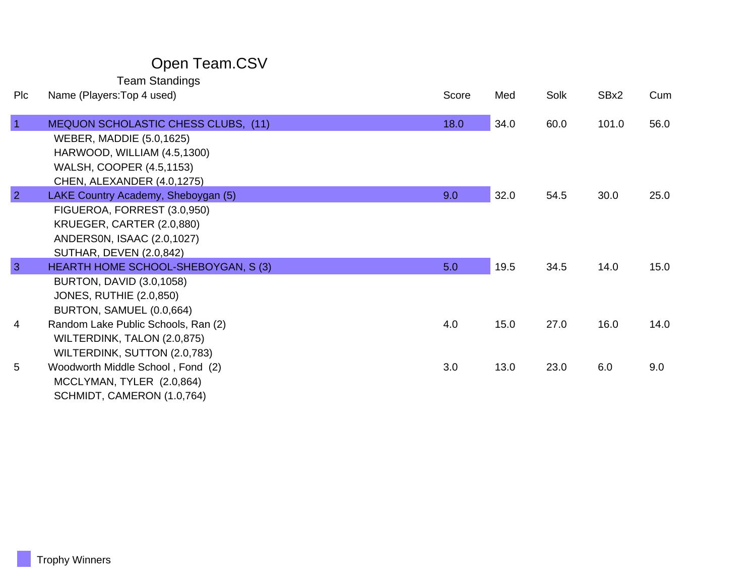# Open Team.CSV

## Team Standings

| Plc | Name (Players:Top 4 used) | Score | Med | Solk | SBx2 | Cum |
|---|---|---|---|---|---|---|
| 1 | MEQUON SCHOLASTIC CHESS CLUBS, (11) | 18.0 | 34.0 | 60.0 | 101.0 | 56.0 |
| | WEBER, MADDIE (5.0,1625) | | | | | |
| | HARWOOD, WILLIAM (4.5,1300) | | | | | |
| | WALSH, COOPER (4.5,1153) | | | | | |
| | CHEN, ALEXANDER (4.0,1275) | | | | | |
| 2 | LAKE Country Academy, Sheboygan (5) | 9.0 | 32.0 | 54.5 | 30.0 | 25.0 |
| | FIGUEROA, FORREST (3.0,950) | | | | | |
| | KRUEGER, CARTER (2.0,880) | | | | | |
| | ANDERS0N, ISAAC (2.0,1027) | | | | | |
| | SUTHAR, DEVEN (2.0,842) | | | | | |
| 3 | HEARTH HOME SCHOOL-SHEBOYGAN, S (3) | 5.0 | 19.5 | 34.5 | 14.0 | 15.0 |
| | BURTON, DAVID (3.0,1058) | | | | | |
| | JONES, RUTHIE (2.0,850) | | | | | |
| | BURTON, SAMUEL (0.0,664) | | | | | |
| 4 | Random Lake Public Schools, Ran (2) | 4.0 | 15.0 | 27.0 | 16.0 | 14.0 |
| | WILTERDINK, TALON (2.0,875) | | | | | |
| | WILTERDINK, SUTTON (2.0,783) | | | | | |
| 5 | Woodworth Middle School , Fond (2) | 3.0 | 13.0 | 23.0 | 6.0 | 9.0 |
| | MCCLYMAN, TYLER (2.0,864) | | | | | |
| | SCHMIDT, CAMERON (1.0,764) | | | | | |

Trophy Winners